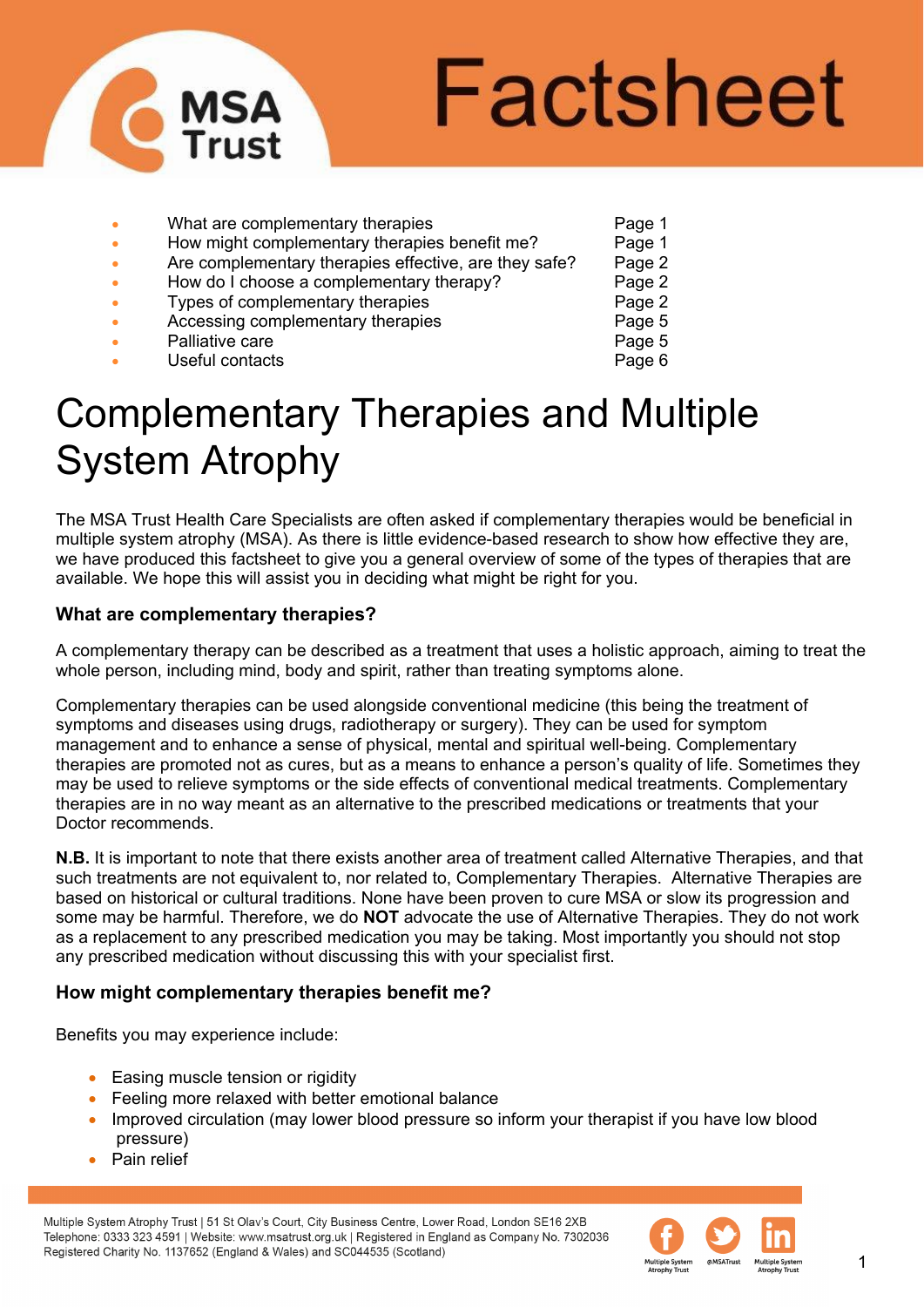# Factsheet

- What are complementary therapies — Page 1
- How might complementary therapies benefit me? — Page 1
- Are complementary therapies effective, are they safe? — Page 2
- How do I choose a complementary therapy? — Page 2
- Types of complementary therapies — Page 2
- Accessing complementary therapies — Page 5
- Palliative care — Page 5
- Useful contacts — Page 6

# Complementary Therapies and Multiple System Atrophy

The MSA Trust Health Care Specialists are often asked if complementary therapies would be beneficial in multiple system atrophy (MSA). As there is little evidence-based research to show how effective they are, we have produced this factsheet to give you a general overview of some of the types of therapies that are available. We hope this will assist you in deciding what might be right for you.

### What are complementary therapies?

A complementary therapy can be described as a treatment that uses a holistic approach, aiming to treat the whole person, including mind, body and spirit, rather than treating symptoms alone.

Complementary therapies can be used alongside conventional medicine (this being the treatment of symptoms and diseases using drugs, radiotherapy or surgery). They can be used for symptom management and to enhance a sense of physical, mental and spiritual well-being. Complementary therapies are promoted not as cures, but as a means to enhance a person's quality of life. Sometimes they may be used to relieve symptoms or the side effects of conventional medical treatments. Complementary therapies are in no way meant as an alternative to the prescribed medications or treatments that your Doctor recommends.

**N.B.** It is important to note that there exists another area of treatment called Alternative Therapies, and that such treatments are not equivalent to, nor related to, Complementary Therapies. Alternative Therapies are based on historical or cultural traditions. None have been proven to cure MSA or slow its progression and some may be harmful. Therefore, we do **NOT** advocate the use of Alternative Therapies. They do not work as a replacement to any prescribed medication you may be taking. Most importantly you should not stop any prescribed medication without discussing this with your specialist first.

### How might complementary therapies benefit me?

Benefits you may experience include:

- Easing muscle tension or rigidity
- Feeling more relaxed with better emotional balance
- Improved circulation (may lower blood pressure so inform your therapist if you have low blood pressure)
- Pain relief

Multiple System Atrophy Trust | 51 St Olav's Court, City Business Centre, Lower Road, London SE16 2XB
Telephone: 0333 323 4591 | Website: www.msatrust.org.uk | Registered in England as Company No. 7302036
Registered Charity No. 1137652 (England & Wales) and SC044535 (Scotland)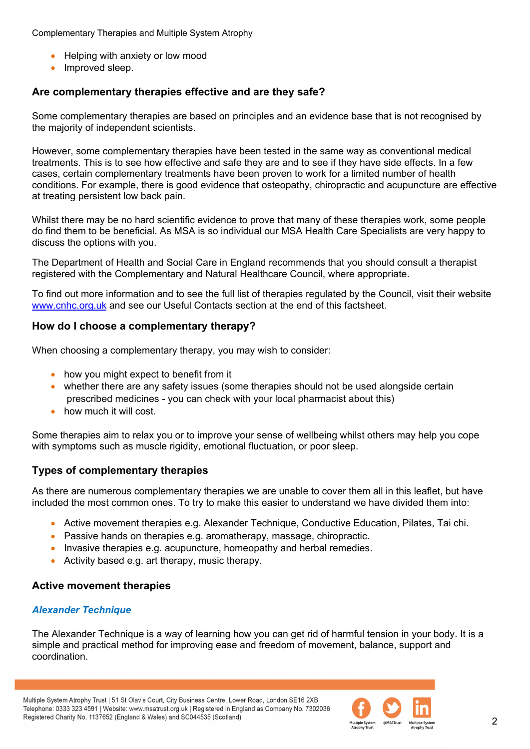- Helping with anxiety or low mood
- Improved sleep.

## Are complementary therapies effective and are they safe?

Some complementary therapies are based on principles and an evidence base that is not recognised by the majority of independent scientists.

However, some complementary therapies have been tested in the same way as conventional medical treatments. This is to see how effective and safe they are and to see if they have side effects. In a few cases, certain complementary treatments have been proven to work for a limited number of health conditions. For example, there is good evidence that osteopathy, chiropractic and acupuncture are effective at treating persistent low back pain.

Whilst there may be no hard scientific evidence to prove that many of these therapies work, some people do find them to be beneficial. As MSA is so individual our MSA Health Care Specialists are very happy to discuss the options with you.

The Department of Health and Social Care in England recommends that you should consult a therapist registered with the Complementary and Natural Healthcare Council, where appropriate.

To find out more information and to see the full list of therapies regulated by the Council, visit their website [www.cnhc.org.uk](http://www.cnhc.org.uk) and see our Useful Contacts section at the end of this factsheet.

## How do I choose a complementary therapy?

When choosing a complementary therapy, you may wish to consider:

- how you might expect to benefit from it
- whether there are any safety issues (some therapies should not be used alongside certain prescribed medicines - you can check with your local pharmacist about this)
- how much it will cost.

Some therapies aim to relax you or to improve your sense of wellbeing whilst others may help you cope with symptoms such as muscle rigidity, emotional fluctuation, or poor sleep.

## Types of complementary therapies

As there are numerous complementary therapies we are unable to cover them all in this leaflet, but have included the most common ones. To try to make this easier to understand we have divided them into:

- Active movement therapies e.g. Alexander Technique, Conductive Education, Pilates, Tai chi.
- Passive hands on therapies e.g. aromatherapy, massage, chiropractic.
- Invasive therapies e.g. acupuncture, homeopathy and herbal remedies.
- Activity based e.g. art therapy, music therapy.

## Active movement therapies

### *Alexander Technique*

The Alexander Technique is a way of learning how you can get rid of harmful tension in your body. It is a simple and practical method for improving ease and freedom of movement, balance, support and coordination.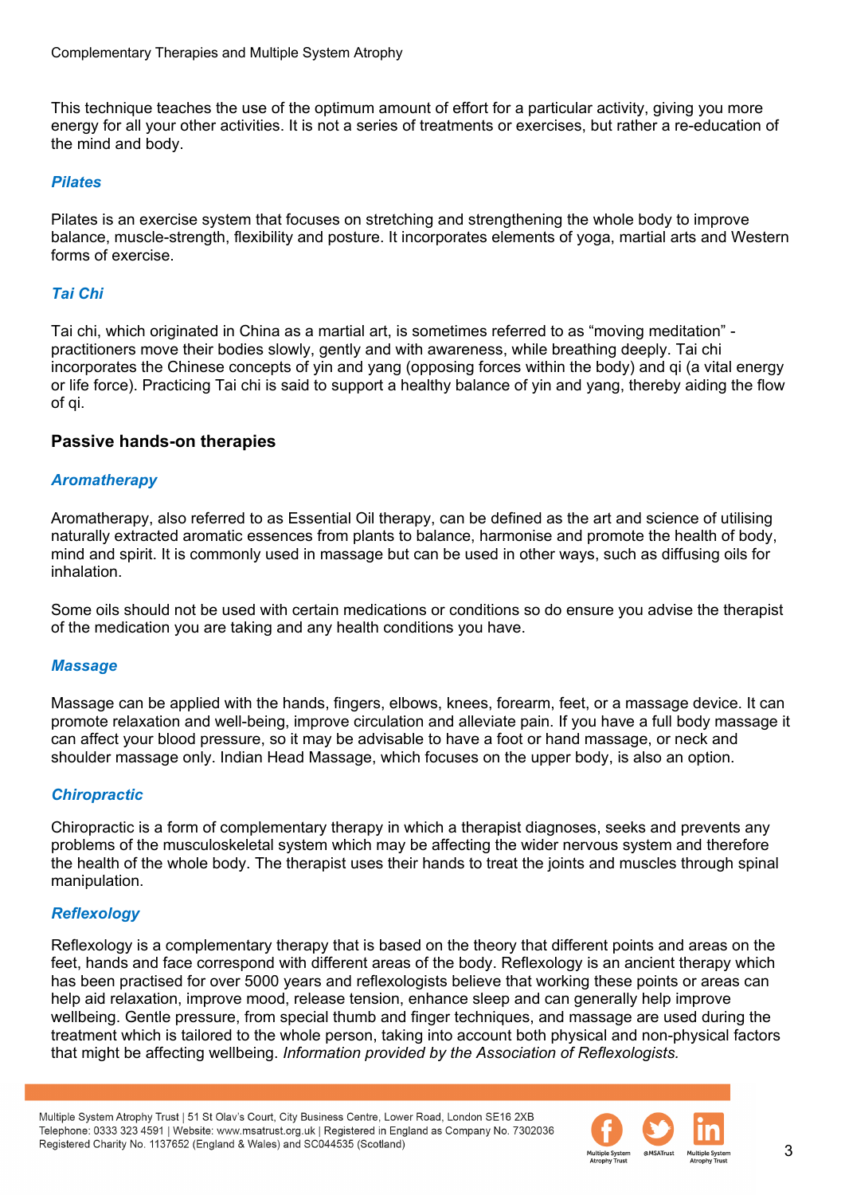This technique teaches the use of the optimum amount of effort for a particular activity, giving you more energy for all your other activities. It is not a series of treatments or exercises, but rather a re-education of the mind and body.

### *Pilates*

Pilates is an exercise system that focuses on stretching and strengthening the whole body to improve balance, muscle-strength, flexibility and posture. It incorporates elements of yoga, martial arts and Western forms of exercise.

### *Tai Chi*

Tai chi, which originated in China as a martial art, is sometimes referred to as "moving meditation" - practitioners move their bodies slowly, gently and with awareness, while breathing deeply. Tai chi incorporates the Chinese concepts of yin and yang (opposing forces within the body) and qi (a vital energy or life force). Practicing Tai chi is said to support a healthy balance of yin and yang, thereby aiding the flow of qi.

## Passive hands-on therapies

### *Aromatherapy*

Aromatherapy, also referred to as Essential Oil therapy, can be defined as the art and science of utilising naturally extracted aromatic essences from plants to balance, harmonise and promote the health of body, mind and spirit. It is commonly used in massage but can be used in other ways, such as diffusing oils for inhalation.

Some oils should not be used with certain medications or conditions so do ensure you advise the therapist of the medication you are taking and any health conditions you have.

### *Massage*

Massage can be applied with the hands, fingers, elbows, knees, forearm, feet, or a massage device. It can promote relaxation and well-being, improve circulation and alleviate pain. If you have a full body massage it can affect your blood pressure, so it may be advisable to have a foot or hand massage, or neck and shoulder massage only. Indian Head Massage, which focuses on the upper body, is also an option.

### *Chiropractic*

Chiropractic is a form of complementary therapy in which a therapist diagnoses, seeks and prevents any problems of the musculoskeletal system which may be affecting the wider nervous system and therefore the health of the whole body. The therapist uses their hands to treat the joints and muscles through spinal manipulation.

### *Reflexology*

Reflexology is a complementary therapy that is based on the theory that different points and areas on the feet, hands and face correspond with different areas of the body. Reflexology is an ancient therapy which has been practised for over 5000 years and reflexologists believe that working these points or areas can help aid relaxation, improve mood, release tension, enhance sleep and can generally help improve wellbeing. Gentle pressure, from special thumb and finger techniques, and massage are used during the treatment which is tailored to the whole person, taking into account both physical and non-physical factors that might be affecting wellbeing. *Information provided by the Association of Reflexologists.*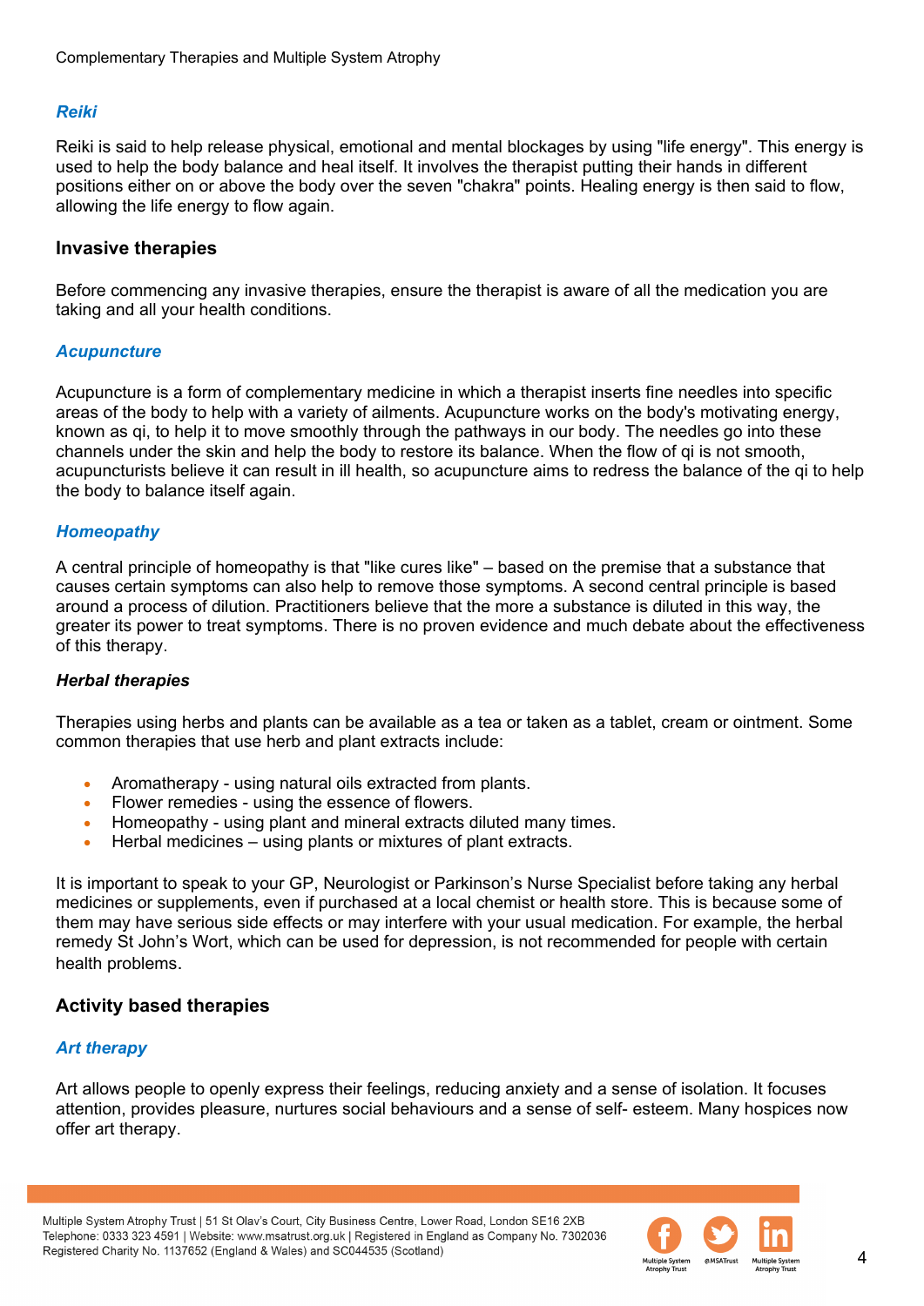### *Reiki*

Reiki is said to help release physical, emotional and mental blockages by using "life energy". This energy is used to help the body balance and heal itself. It involves the therapist putting their hands in different positions either on or above the body over the seven "chakra" points. Healing energy is then said to flow, allowing the life energy to flow again.

## Invasive therapies

Before commencing any invasive therapies, ensure the therapist is aware of all the medication you are taking and all your health conditions.

### *Acupuncture*

Acupuncture is a form of complementary medicine in which a therapist inserts fine needles into specific areas of the body to help with a variety of ailments. Acupuncture works on the body's motivating energy, known as qi, to help it to move smoothly through the pathways in our body. The needles go into these channels under the skin and help the body to restore its balance. When the flow of qi is not smooth, acupuncturists believe it can result in ill health, so acupuncture aims to redress the balance of the qi to help the body to balance itself again.

### *Homeopathy*

A central principle of homeopathy is that "like cures like" – based on the premise that a substance that causes certain symptoms can also help to remove those symptoms. A second central principle is based around a process of dilution. Practitioners believe that the more a substance is diluted in this way, the greater its power to treat symptoms. There is no proven evidence and much debate about the effectiveness of this therapy.

### ***Herbal therapies***

Therapies using herbs and plants can be available as a tea or taken as a tablet, cream or ointment. Some common therapies that use herb and plant extracts include:

- Aromatherapy - using natural oils extracted from plants.
- Flower remedies - using the essence of flowers.
- Homeopathy - using plant and mineral extracts diluted many times.
- Herbal medicines – using plants or mixtures of plant extracts.

It is important to speak to your GP, Neurologist or Parkinson's Nurse Specialist before taking any herbal medicines or supplements, even if purchased at a local chemist or health store. This is because some of them may have serious side effects or may interfere with your usual medication. For example, the herbal remedy St John's Wort, which can be used for depression, is not recommended for people with certain health problems.

## Activity based therapies

### *Art therapy*

Art allows people to openly express their feelings, reducing anxiety and a sense of isolation. It focuses attention, provides pleasure, nurtures social behaviours and a sense of self- esteem. Many hospices now offer art therapy.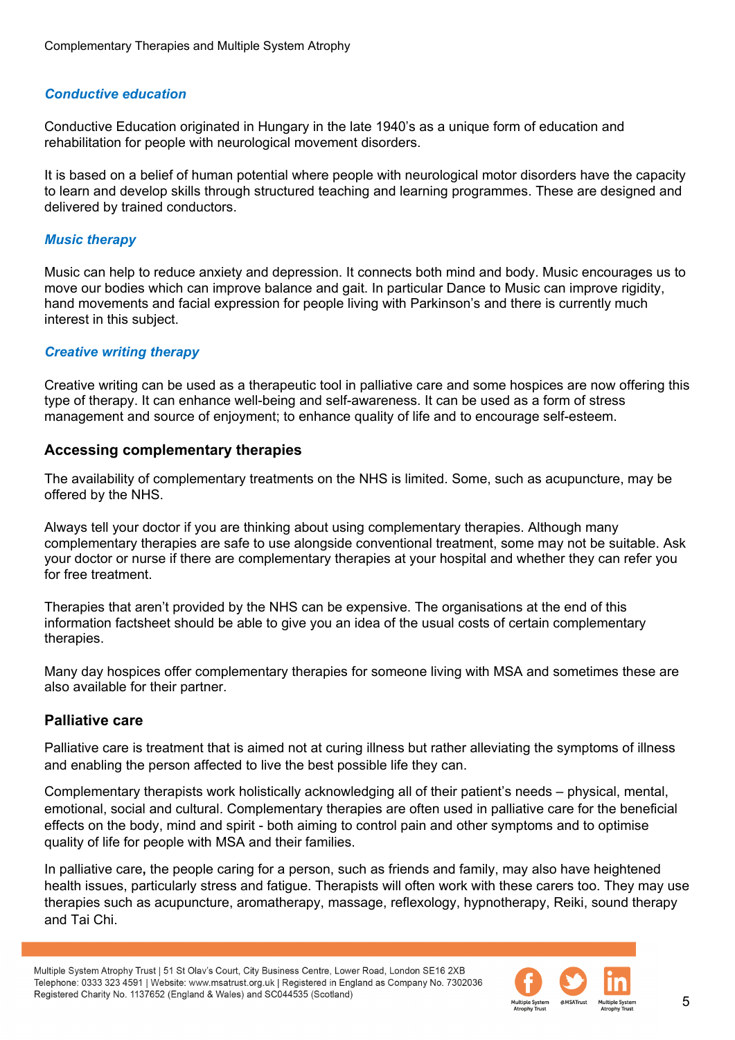### *Conductive education*

Conductive Education originated in Hungary in the late 1940's as a unique form of education and rehabilitation for people with neurological movement disorders.

It is based on a belief of human potential where people with neurological motor disorders have the capacity to learn and develop skills through structured teaching and learning programmes. These are designed and delivered by trained conductors.

### *Music therapy*

Music can help to reduce anxiety and depression. It connects both mind and body. Music encourages us to move our bodies which can improve balance and gait. In particular Dance to Music can improve rigidity, hand movements and facial expression for people living with Parkinson's and there is currently much interest in this subject.

### *Creative writing therapy*

Creative writing can be used as a therapeutic tool in palliative care and some hospices are now offering this type of therapy. It can enhance well-being and self-awareness. It can be used as a form of stress management and source of enjoyment; to enhance quality of life and to encourage self-esteem.

## Accessing complementary therapies

The availability of complementary treatments on the NHS is limited. Some, such as acupuncture, may be offered by the NHS.

Always tell your doctor if you are thinking about using complementary therapies. Although many complementary therapies are safe to use alongside conventional treatment, some may not be suitable. Ask your doctor or nurse if there are complementary therapies at your hospital and whether they can refer you for free treatment.

Therapies that aren't provided by the NHS can be expensive. The organisations at the end of this information factsheet should be able to give you an idea of the usual costs of certain complementary therapies.

Many day hospices offer complementary therapies for someone living with MSA and sometimes these are also available for their partner.

## Palliative care

Palliative care is treatment that is aimed not at curing illness but rather alleviating the symptoms of illness and enabling the person affected to live the best possible life they can.

Complementary therapists work holistically acknowledging all of their patient's needs – physical, mental, emotional, social and cultural. Complementary therapies are often used in palliative care for the beneficial effects on the body, mind and spirit - both aiming to control pain and other symptoms and to optimise quality of life for people with MSA and their families.

In palliative care**,** the people caring for a person, such as friends and family, may also have heightened health issues, particularly stress and fatigue. Therapists will often work with these carers too. They may use therapies such as acupuncture, aromatherapy, massage, reflexology, hypnotherapy, Reiki, sound therapy and Tai Chi.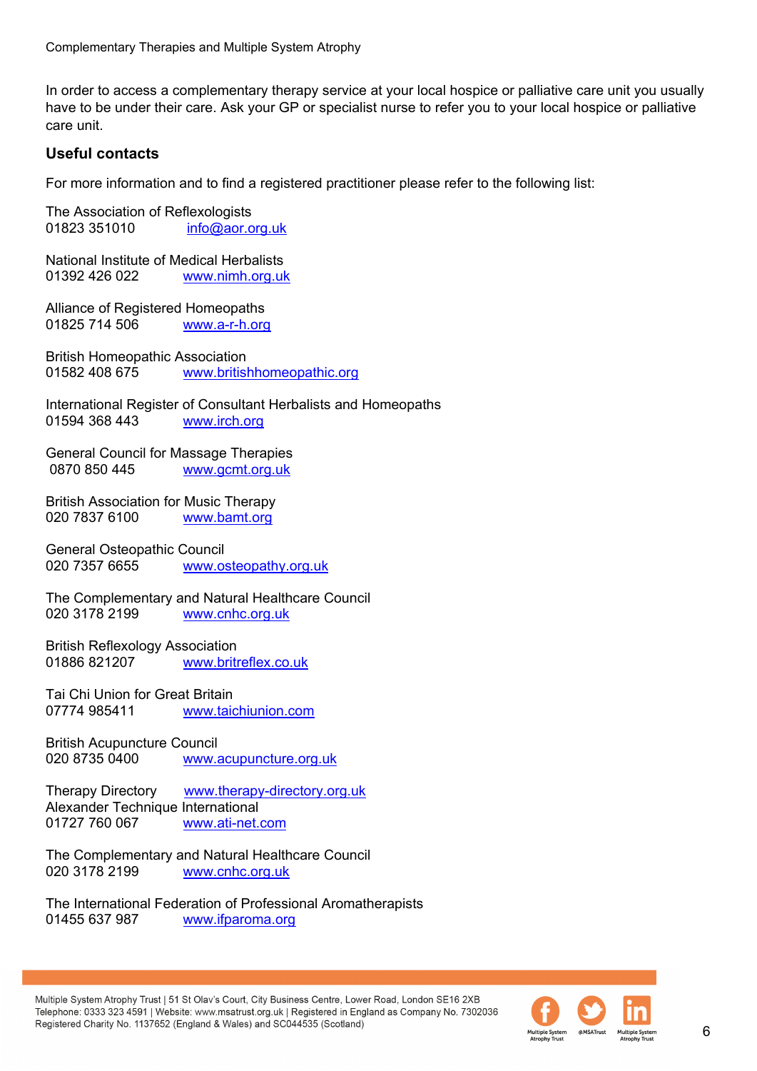In order to access a complementary therapy service at your local hospice or palliative care unit you usually have to be under their care. Ask your GP or specialist nurse to refer you to your local hospice or palliative care unit.

## Useful contacts

For more information and to find a registered practitioner please refer to the following list:

The Association of Reflexologists
01823 351010 info@aor.org.uk

National Institute of Medical Herbalists
01392 426 022 www.nimh.org.uk

Alliance of Registered Homeopaths
01825 714 506 www.a-r-h.org

British Homeopathic Association
01582 408 675 www.britishhomeopathic.org

International Register of Consultant Herbalists and Homeopaths
01594 368 443 www.irch.org

General Council for Massage Therapies
0870 850 445 www.gcmt.org.uk

British Association for Music Therapy
020 7837 6100 www.bamt.org

General Osteopathic Council
020 7357 6655 www.osteopathy.org.uk

The Complementary and Natural Healthcare Council
020 3178 2199 www.cnhc.org.uk

British Reflexology Association
01886 821207 www.britreflex.co.uk

Tai Chi Union for Great Britain
07774 985411 www.taichiunion.com

British Acupuncture Council
020 8735 0400 www.acupuncture.org.uk

Therapy Directory www.therapy-directory.org.uk
Alexander Technique International
01727 760 067 www.ati-net.com

The Complementary and Natural Healthcare Council
020 3178 2199 www.cnhc.org.uk

The International Federation of Professional Aromatherapists
01455 637 987 www.ifparoma.org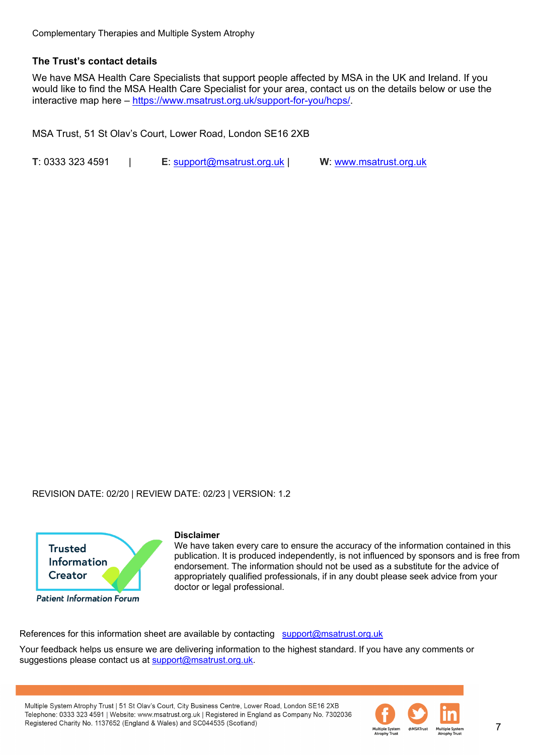## The Trust's contact details

We have MSA Health Care Specialists that support people affected by MSA in the UK and Ireland. If you would like to find the MSA Health Care Specialist for your area, contact us on the details below or use the interactive map here – https://www.msatrust.org.uk/support-for-you/hcps/.

MSA Trust, 51 St Olav's Court, Lower Road, London SE16 2XB

**T**: 0333 323 4591 | **E**: support@msatrust.org.uk | **W**: www.msatrust.org.uk

REVISION DATE: 02/20 | REVIEW DATE: 02/23 | VERSION: 1.2

Trusted Information Creator

Patient Information Forum

**Disclaimer**

We have taken every care to ensure the accuracy of the information contained in this publication. It is produced independently, is not influenced by sponsors and is free from endorsement. The information should not be used as a substitute for the advice of appropriately qualified professionals, if in any doubt please seek advice from your doctor or legal professional.

References for this information sheet are available by contacting support@msatrust.org.uk

Your feedback helps us ensure we are delivering information to the highest standard. If you have any comments or suggestions please contact us at support@msatrust.org.uk.

Multiple System Atrophy Trust | 51 St Olav's Court, City Business Centre, Lower Road, London SE16 2XB
Telephone: 0333 323 4591 | Website: www.msatrust.org.uk | Registered in England as Company No. 7302036
Registered Charity No. 1137652 (England & Wales) and SC044535 (Scotland)